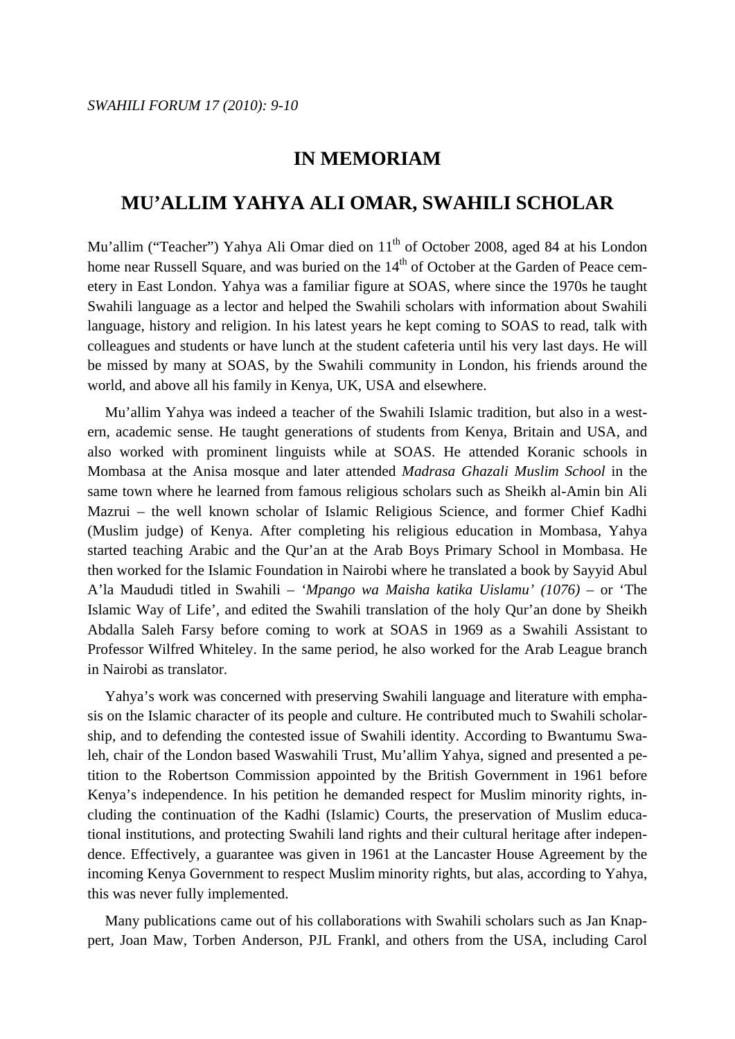# IN MEMORIAM

## MU'ALLIM YAHYA ALI OMAR, SWAHILI SCHOLAR

Mu'allim ("Teacher") Yahya Ali Omar died on 11th of October 2008, aged 84 at his London home near Russell Square, and was buried on the 14th of October at the Garden of Peace cemetery in East London. Yahya was a familiar figure at SOAS, where since the 1970s he taught Swahili language as a lector and helped the Swahili scholars with information about Swahili language, history and religion. In his latest years he kept coming to SOAS to read, talk with colleagues and students or have lunch at the student cafeteria until his very last days. He will be missed by many at SOAS, by the Swahili community in London, his friends around the world, and above all his family in Kenya, UK, USA and elsewhere.

Mu'allim Yahya was indeed a teacher of the Swahili Islamic tradition, but also in a western, academic sense. He taught generations of students from Kenya, Britain and USA, and also worked with prominent linguists while at SOAS. He attended Koranic schools in Mombasa at the Anisa mosque and later attended *Madrasa Ghazali Muslim School* in the same town where he learned from famous religious scholars such as Sheikh al-Amin bin Ali Mazrui – the well known scholar of Islamic Religious Science, and former Chief Kadhi (Muslim judge) of Kenya. After completing his religious education in Mombasa, Yahya started teaching Arabic and the Qur'an at the Arab Boys Primary School in Mombasa. He then worked for the Islamic Foundation in Nairobi where he translated a book by Sayyid Abul A'la Maududi titled in Swahili – *'Mpango wa Maisha katika Uislamu' (1076)* – or 'The Islamic Way of Life', and edited the Swahili translation of the holy Qur'an done by Sheikh Abdalla Saleh Farsy before coming to work at SOAS in 1969 as a Swahili Assistant to Professor Wilfred Whiteley. In the same period, he also worked for the Arab League branch in Nairobi as translator.

Yahya's work was concerned with preserving Swahili language and literature with emphasis on the Islamic character of its people and culture. He contributed much to Swahili scholarship, and to defending the contested issue of Swahili identity. According to Bwantumu Swaleh, chair of the London based Waswahili Trust, Mu'allim Yahya, signed and presented a petition to the Robertson Commission appointed by the British Government in 1961 before Kenya's independence. In his petition he demanded respect for Muslim minority rights, including the continuation of the Kadhi (Islamic) Courts, the preservation of Muslim educational institutions, and protecting Swahili land rights and their cultural heritage after independence. Effectively, a guarantee was given in 1961 at the Lancaster House Agreement by the incoming Kenya Government to respect Muslim minority rights, but alas, according to Yahya, this was never fully implemented.

Many publications came out of his collaborations with Swahili scholars such as Jan Knappert, Joan Maw, Torben Anderson, PJL Frankl, and others from the USA, including Carol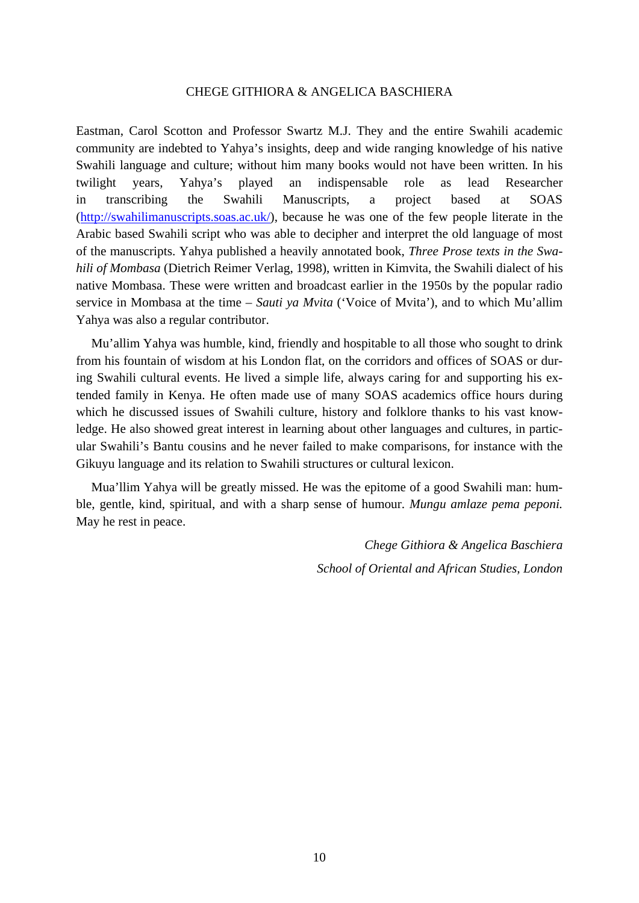Eastman, Carol Scotton and Professor Swartz M.J. They and the entire Swahili academic community are indebted to Yahya's insights, deep and wide ranging knowledge of his native Swahili language and culture; without him many books would not have been written. In his twilight years, Yahya's played an indispensable role as lead Researcher in transcribing the Swahili Manuscripts, a project based at SOAS (http://swahilimanuscripts.soas.ac.uk/), because he was one of the few people literate in the Arabic based Swahili script who was able to decipher and interpret the old language of most of the manuscripts. Yahya published a heavily annotated book, *Three Prose texts in the Swahili of Mombasa* (Dietrich Reimer Verlag, 1998), written in Kimvita, the Swahili dialect of his native Mombasa. These were written and broadcast earlier in the 1950s by the popular radio service in Mombasa at the time – *Sauti ya Mvita* ('Voice of Mvita'), and to which Mu'allim Yahya was also a regular contributor.

Mu'allim Yahya was humble, kind, friendly and hospitable to all those who sought to drink from his fountain of wisdom at his London flat, on the corridors and offices of SOAS or during Swahili cultural events. He lived a simple life, always caring for and supporting his extended family in Kenya. He often made use of many SOAS academics office hours during which he discussed issues of Swahili culture, history and folklore thanks to his vast knowledge. He also showed great interest in learning about other languages and cultures, in particular Swahili's Bantu cousins and he never failed to make comparisons, for instance with the Gikuyu language and its relation to Swahili structures or cultural lexicon.

Mua'llim Yahya will be greatly missed. He was the epitome of a good Swahili man: humble, gentle, kind, spiritual, and with a sharp sense of humour. *Mungu amlaze pema peponi.* May he rest in peace.

*Chege Githiora & Angelica Baschiera*

*School of Oriental and African Studies, London*